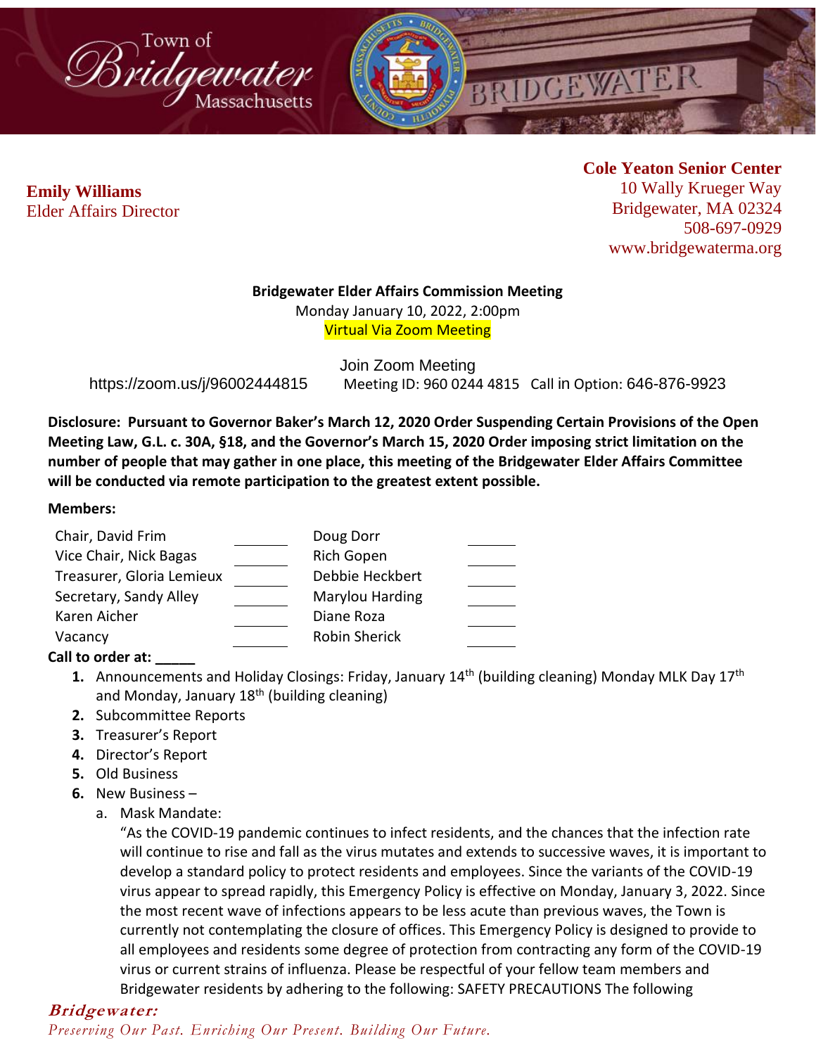Town of Bridgewater Massachusetts

BRIDGEWATER

**Emily Williams**
Elder Affairs Director

**Cole Yeaton Senior Center**
10 Wally Krueger Way
Bridgewater, MA 02324
508-697-0929
www.bridgewaterma.org

**Bridgewater Elder Affairs Commission Meeting**

Monday January 10, 2022, 2:00pm

Virtual Via Zoom Meeting

Join Zoom Meeting

https://zoom.us/j/96002444815 Meeting ID: 960 0244 4815 Call in Option: 646-876-9923

**Disclosure: Pursuant to Governor Baker's March 12, 2020 Order Suspending Certain Provisions of the Open Meeting Law, G.L. c. 30A, §18, and the Governor's March 15, 2020 Order imposing strict limitation on the number of people that may gather in one place, this meeting of the Bridgewater Elder Affairs Committee will be conducted via remote participation to the greatest extent possible.**

**Members:**

| | | | |
|---|---|---|---|
| Chair, David Frim | _______ | Doug Dorr | _______ |
| Vice Chair, Nick Bagas | _______ | Rich Gopen | _______ |
| Treasurer, Gloria Lemieux | _______ | Debbie Heckbert | _______ |
| Secretary, Sandy Alley | _______ | Marylou Harding | _______ |
| Karen Aicher | _______ | Diane Roza | _______ |
| Vacancy | _______ | Robin Sherick | _______ |

**Call to order at: _____**

1. Announcements and Holiday Closings: Friday, January 14th (building cleaning) Monday MLK Day 17th and Monday, January 18th (building cleaning)
2. Subcommittee Reports
3. Treasurer's Report
4. Director's Report
5. Old Business
6. New Business –
   a. Mask Mandate:
      "As the COVID-19 pandemic continues to infect residents, and the chances that the infection rate will continue to rise and fall as the virus mutates and extends to successive waves, it is important to develop a standard policy to protect residents and employees. Since the variants of the COVID-19 virus appear to spread rapidly, this Emergency Policy is effective on Monday, January 3, 2022. Since the most recent wave of infections appears to be less acute than previous waves, the Town is currently not contemplating the closure of offices. This Emergency Policy is designed to provide to all employees and residents some degree of protection from contracting any form of the COVID-19 virus or current strains of influenza. Please be respectful of your fellow team members and Bridgewater residents by adhering to the following: SAFETY PRECAUTIONS The following

***Bridgewater:***
*Preserving Our Past. Enriching Our Present. Building Our Future.*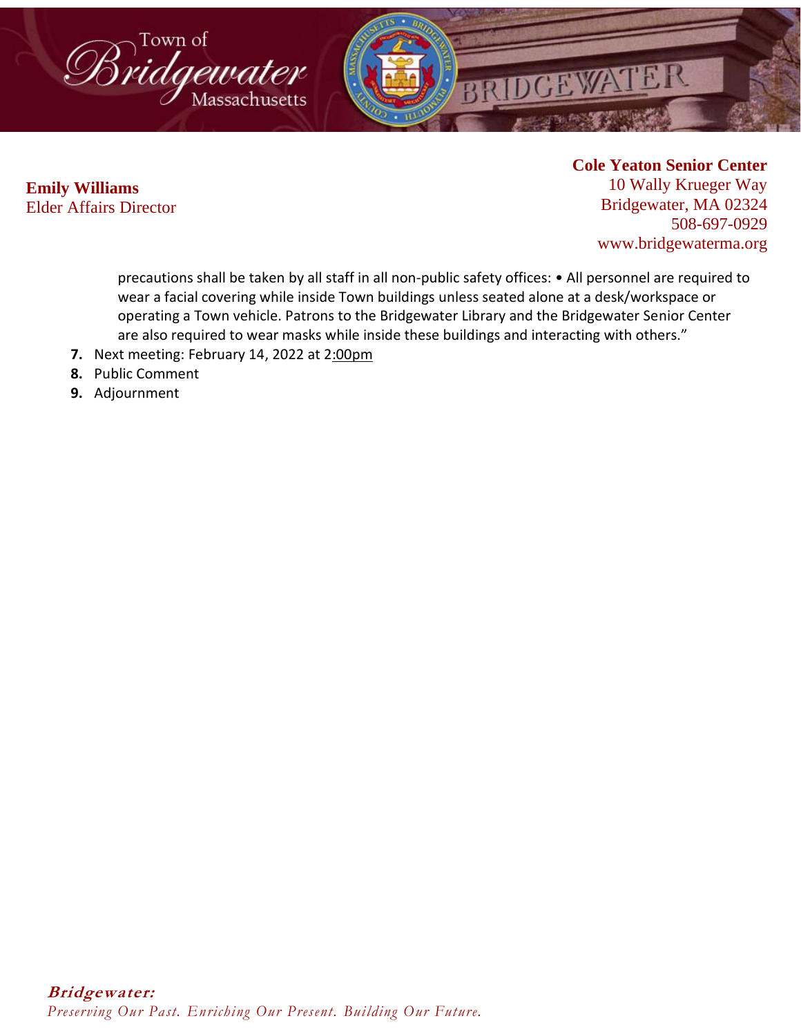**Emily Williams**
Elder Affairs Director

**Cole Yeaton Senior Center**
10 Wally Krueger Way
Bridgewater, MA 02324
508-697-0929
www.bridgewaterma.org

precautions shall be taken by all staff in all non-public safety offices: • All personnel are required to wear a facial covering while inside Town buildings unless seated alone at a desk/workspace or operating a Town vehicle. Patrons to the Bridgewater Library and the Bridgewater Senior Center are also required to wear masks while inside these buildings and interacting with others."

7. Next meeting: February 14, 2022 at 2:00pm
8. Public Comment
9. Adjournment

**Bridgewater:**
*Preserving Our Past. Enriching Our Present. Building Our Future.*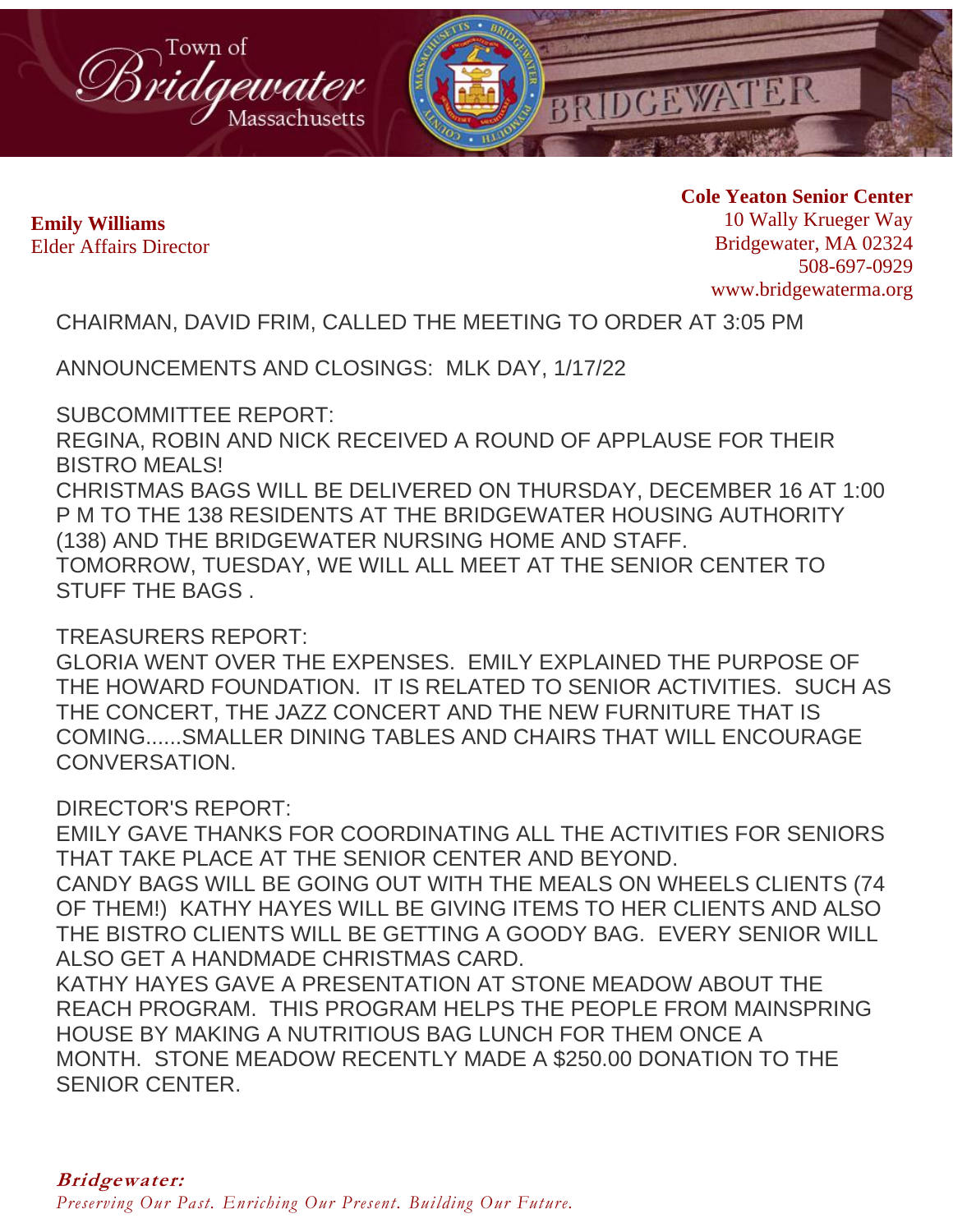**Emily Williams**
Elder Affairs Director

**Cole Yeaton Senior Center**
10 Wally Krueger Way
Bridgewater, MA 02324
508-697-0929
www.bridgewaterma.org

CHAIRMAN, DAVID FRIM, CALLED THE MEETING TO ORDER AT 3:05 PM

ANNOUNCEMENTS AND CLOSINGS: MLK DAY, 1/17/22

SUBCOMMITTEE REPORT:
REGINA, ROBIN AND NICK RECEIVED A ROUND OF APPLAUSE FOR THEIR BISTRO MEALS!
CHRISTMAS BAGS WILL BE DELIVERED ON THURSDAY, DECEMBER 16 AT 1:00 P M TO THE 138 RESIDENTS AT THE BRIDGEWATER HOUSING AUTHORITY (138) AND THE BRIDGEWATER NURSING HOME AND STAFF.
TOMORROW, TUESDAY, WE WILL ALL MEET AT THE SENIOR CENTER TO STUFF THE BAGS .

TREASURERS REPORT:
GLORIA WENT OVER THE EXPENSES. EMILY EXPLAINED THE PURPOSE OF THE HOWARD FOUNDATION. IT IS RELATED TO SENIOR ACTIVITIES. SUCH AS THE CONCERT, THE JAZZ CONCERT AND THE NEW FURNITURE THAT IS COMING......SMALLER DINING TABLES AND CHAIRS THAT WILL ENCOURAGE CONVERSATION.

DIRECTOR'S REPORT:
EMILY GAVE THANKS FOR COORDINATING ALL THE ACTIVITIES FOR SENIORS THAT TAKE PLACE AT THE SENIOR CENTER AND BEYOND.
CANDY BAGS WILL BE GOING OUT WITH THE MEALS ON WHEELS CLIENTS (74 OF THEM!) KATHY HAYES WILL BE GIVING ITEMS TO HER CLIENTS AND ALSO THE BISTRO CLIENTS WILL BE GETTING A GOODY BAG. EVERY SENIOR WILL ALSO GET A HANDMADE CHRISTMAS CARD.
KATHY HAYES GAVE A PRESENTATION AT STONE MEADOW ABOUT THE REACH PROGRAM. THIS PROGRAM HELPS THE PEOPLE FROM MAINSPRING HOUSE BY MAKING A NUTRITIOUS BAG LUNCH FOR THEM ONCE A MONTH. STONE MEADOW RECENTLY MADE A $250.00 DONATION TO THE SENIOR CENTER.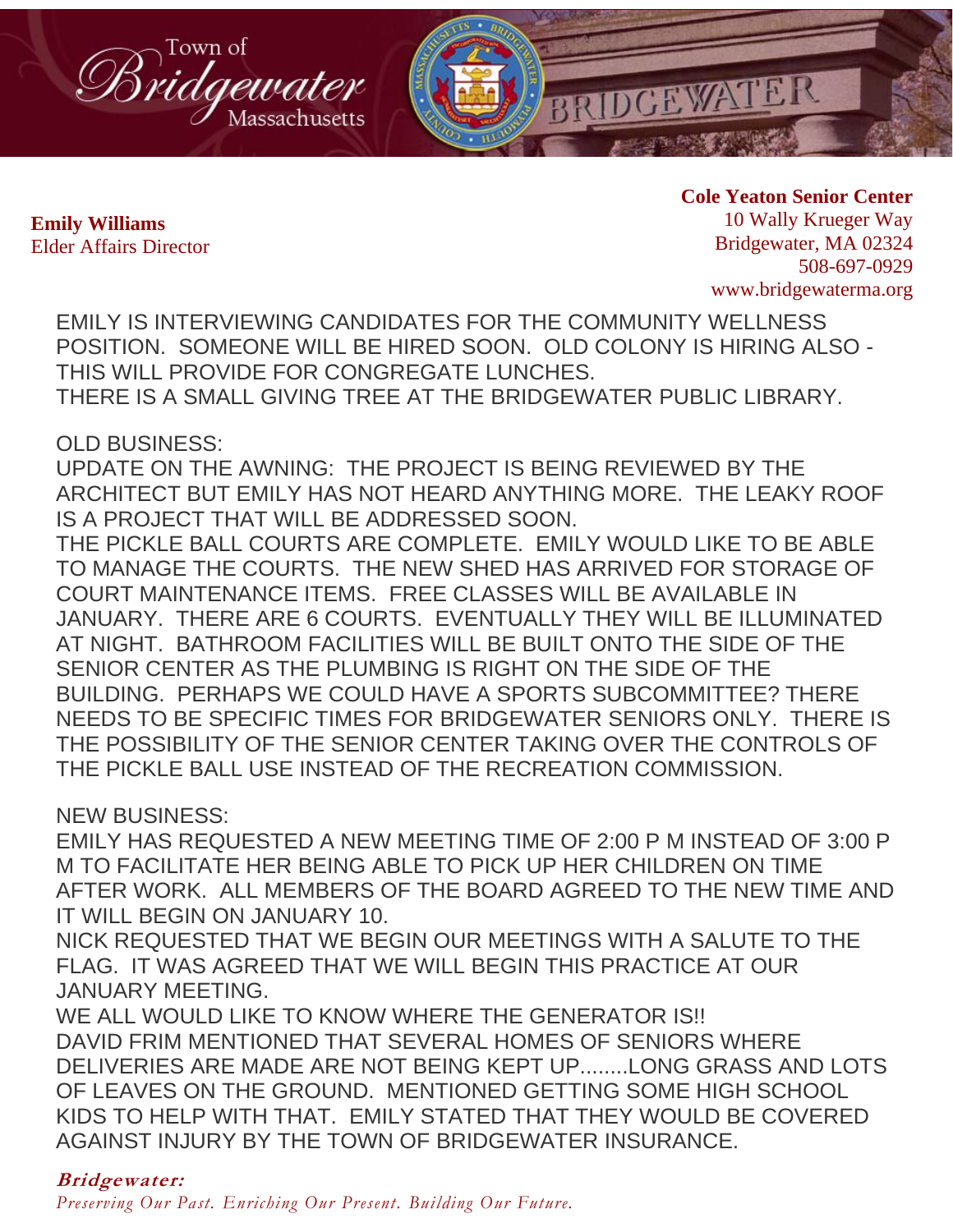**Emily Williams**
Elder Affairs Director

**Cole Yeaton Senior Center**
10 Wally Krueger Way
Bridgewater, MA 02324
508-697-0929
www.bridgewaterma.org

EMILY IS INTERVIEWING CANDIDATES FOR THE COMMUNITY WELLNESS POSITION. SOMEONE WILL BE HIRED SOON. OLD COLONY IS HIRING ALSO - THIS WILL PROVIDE FOR CONGREGATE LUNCHES.
THERE IS A SMALL GIVING TREE AT THE BRIDGEWATER PUBLIC LIBRARY.

OLD BUSINESS:
UPDATE ON THE AWNING: THE PROJECT IS BEING REVIEWED BY THE ARCHITECT BUT EMILY HAS NOT HEARD ANYTHING MORE. THE LEAKY ROOF IS A PROJECT THAT WILL BE ADDRESSED SOON.
THE PICKLE BALL COURTS ARE COMPLETE. EMILY WOULD LIKE TO BE ABLE TO MANAGE THE COURTS. THE NEW SHED HAS ARRIVED FOR STORAGE OF COURT MAINTENANCE ITEMS. FREE CLASSES WILL BE AVAILABLE IN JANUARY. THERE ARE 6 COURTS. EVENTUALLY THEY WILL BE ILLUMINATED AT NIGHT. BATHROOM FACILITIES WILL BE BUILT ONTO THE SIDE OF THE SENIOR CENTER AS THE PLUMBING IS RIGHT ON THE SIDE OF THE BUILDING. PERHAPS WE COULD HAVE A SPORTS SUBCOMMITTEE? THERE NEEDS TO BE SPECIFIC TIMES FOR BRIDGEWATER SENIORS ONLY. THERE IS THE POSSIBILITY OF THE SENIOR CENTER TAKING OVER THE CONTROLS OF THE PICKLE BALL USE INSTEAD OF THE RECREATION COMMISSION.

NEW BUSINESS:
EMILY HAS REQUESTED A NEW MEETING TIME OF 2:00 P M INSTEAD OF 3:00 P M TO FACILITATE HER BEING ABLE TO PICK UP HER CHILDREN ON TIME AFTER WORK. ALL MEMBERS OF THE BOARD AGREED TO THE NEW TIME AND IT WILL BEGIN ON JANUARY 10.
NICK REQUESTED THAT WE BEGIN OUR MEETINGS WITH A SALUTE TO THE FLAG. IT WAS AGREED THAT WE WILL BEGIN THIS PRACTICE AT OUR JANUARY MEETING.
WE ALL WOULD LIKE TO KNOW WHERE THE GENERATOR IS!!
DAVID FRIM MENTIONED THAT SEVERAL HOMES OF SENIORS WHERE DELIVERIES ARE MADE ARE NOT BEING KEPT UP........LONG GRASS AND LOTS OF LEAVES ON THE GROUND. MENTIONED GETTING SOME HIGH SCHOOL KIDS TO HELP WITH THAT. EMILY STATED THAT THEY WOULD BE COVERED AGAINST INJURY BY THE TOWN OF BRIDGEWATER INSURANCE.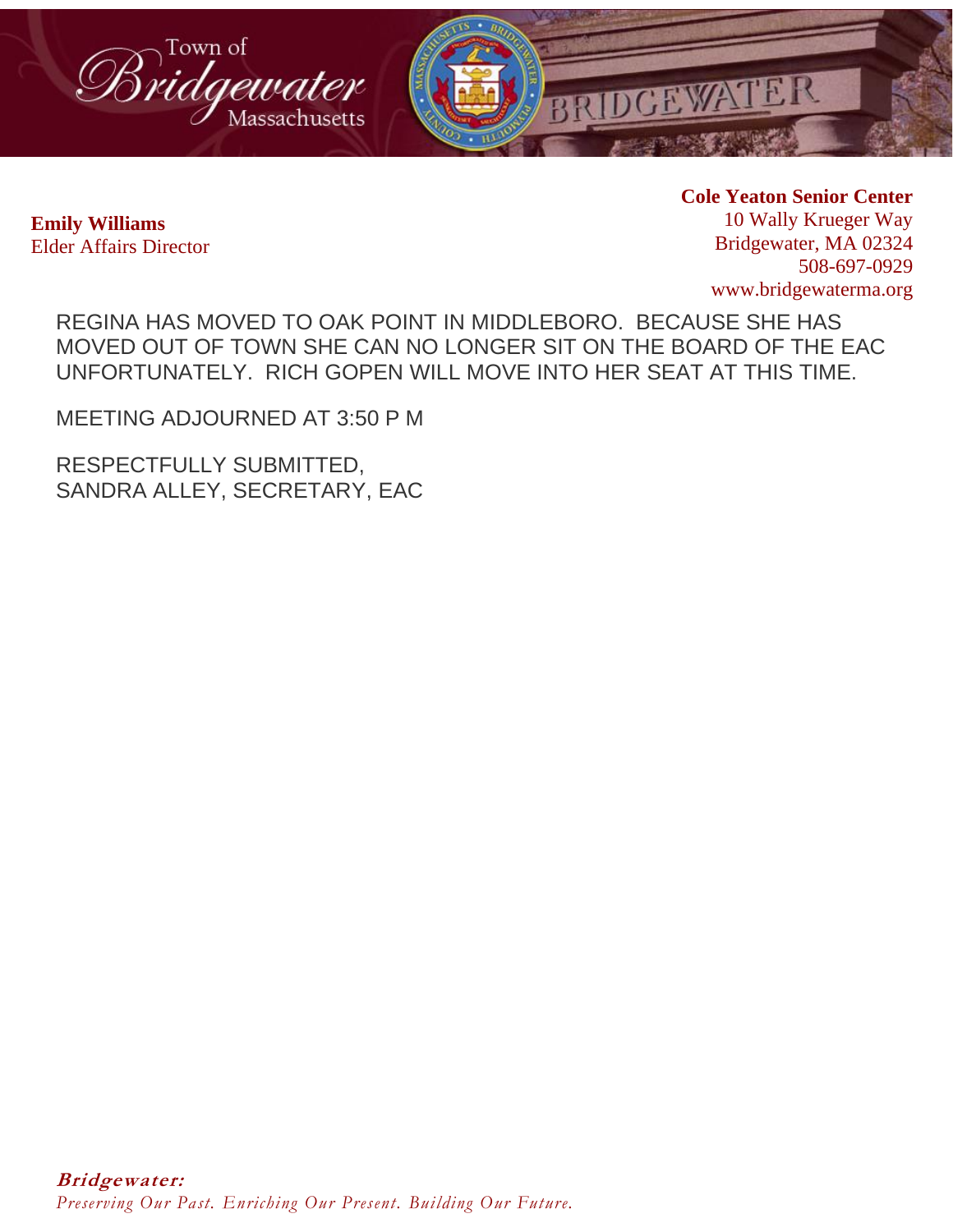**Emily Williams**
Elder Affairs Director

**Cole Yeaton Senior Center**
10 Wally Krueger Way
Bridgewater, MA 02324
508-697-0929
www.bridgewaterma.org

REGINA HAS MOVED TO OAK POINT IN MIDDLEBORO. BECAUSE SHE HAS MOVED OUT OF TOWN SHE CAN NO LONGER SIT ON THE BOARD OF THE EAC UNFORTUNATELY. RICH GOPEN WILL MOVE INTO HER SEAT AT THIS TIME.

MEETING ADJOURNED AT 3:50 P M

RESPECTFULLY SUBMITTED,
SANDRA ALLEY, SECRETARY, EAC